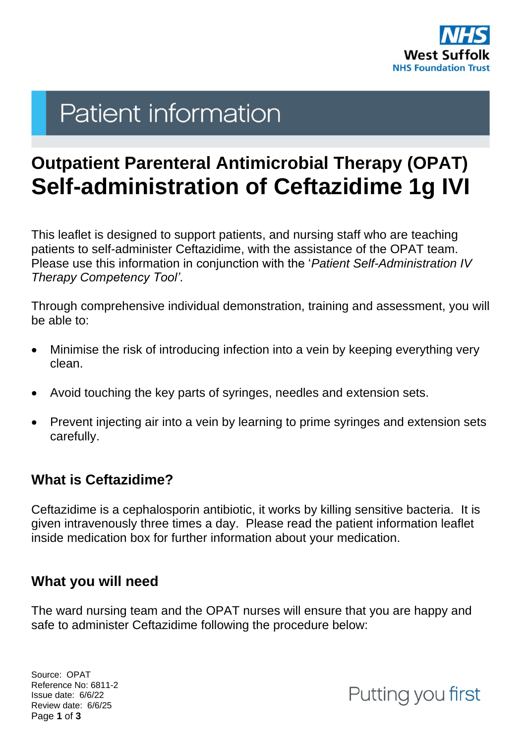# Patient information

## Outpatient Parenteral Antimicrobial Therapy (OPAT)

# Self-administration of Ceftazidime 1g IVI

This leaflet is designed to support patients, and nursing staff who are teaching patients to self-administer Ceftazidime, with the assistance of the OPAT team. Please use this information in conjunction with the '*Patient Self-Administration IV Therapy Competency Tool'*.

Through comprehensive individual demonstration, training and assessment, you will be able to:

- Minimise the risk of introducing infection into a vein by keeping everything very clean.
- Avoid touching the key parts of syringes, needles and extension sets.
- Prevent injecting air into a vein by learning to prime syringes and extension sets carefully.

## What is Ceftazidime?

Ceftazidime is a cephalosporin antibiotic, it works by killing sensitive bacteria. It is given intravenously three times a day. Please read the patient information leaflet inside medication box for further information about your medication.

## What you will need

The ward nursing team and the OPAT nurses will ensure that you are happy and safe to administer Ceftazidime following the procedure below:

Source: OPAT
Reference No: 6811-2
Issue date: 6/6/22
Review date: 6/6/25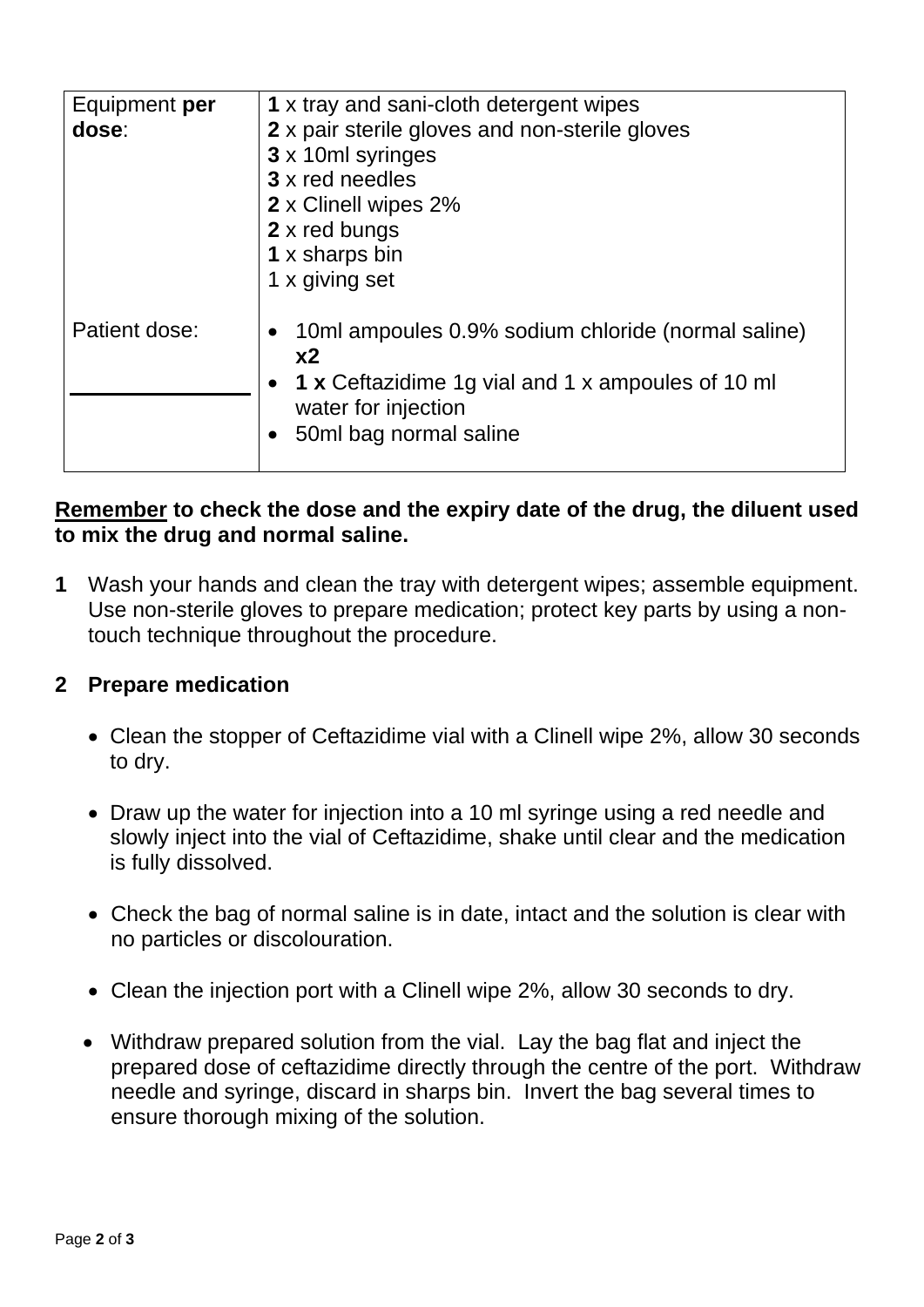| Equipment **per dose**: | **1** x tray and sani-cloth detergent wipes<br>**2** x pair sterile gloves and non-sterile gloves<br>**3** x 10ml syringes<br>**3** x red needles<br>**2** x Clinell wipes 2%<br>**2** x red bungs<br>**1** x sharps bin<br>1 x giving set |
|---|---|
| Patient dose:<br>______________ | • 10ml ampoules 0.9% sodium chloride (normal saline) **x2**<br>• **1 x** Ceftazidime 1g vial and 1 x ampoules of 10 ml water for injection<br>• 50ml bag normal saline |

**Remember to check the dose and the expiry date of the drug, the diluent used to mix the drug and normal saline.**

**1** Wash your hands and clean the tray with detergent wipes; assemble equipment. Use non-sterile gloves to prepare medication; protect key parts by using a non-touch technique throughout the procedure.

**2 Prepare medication**

- Clean the stopper of Ceftazidime vial with a Clinell wipe 2%, allow 30 seconds to dry.

- Draw up the water for injection into a 10 ml syringe using a red needle and slowly inject into the vial of Ceftazidime, shake until clear and the medication is fully dissolved.

- Check the bag of normal saline is in date, intact and the solution is clear with no particles or discolouration.

- Clean the injection port with a Clinell wipe 2%, allow 30 seconds to dry.

- Withdraw prepared solution from the vial. Lay the bag flat and inject the prepared dose of ceftazidime directly through the centre of the port. Withdraw needle and syringe, discard in sharps bin. Invert the bag several times to ensure thorough mixing of the solution.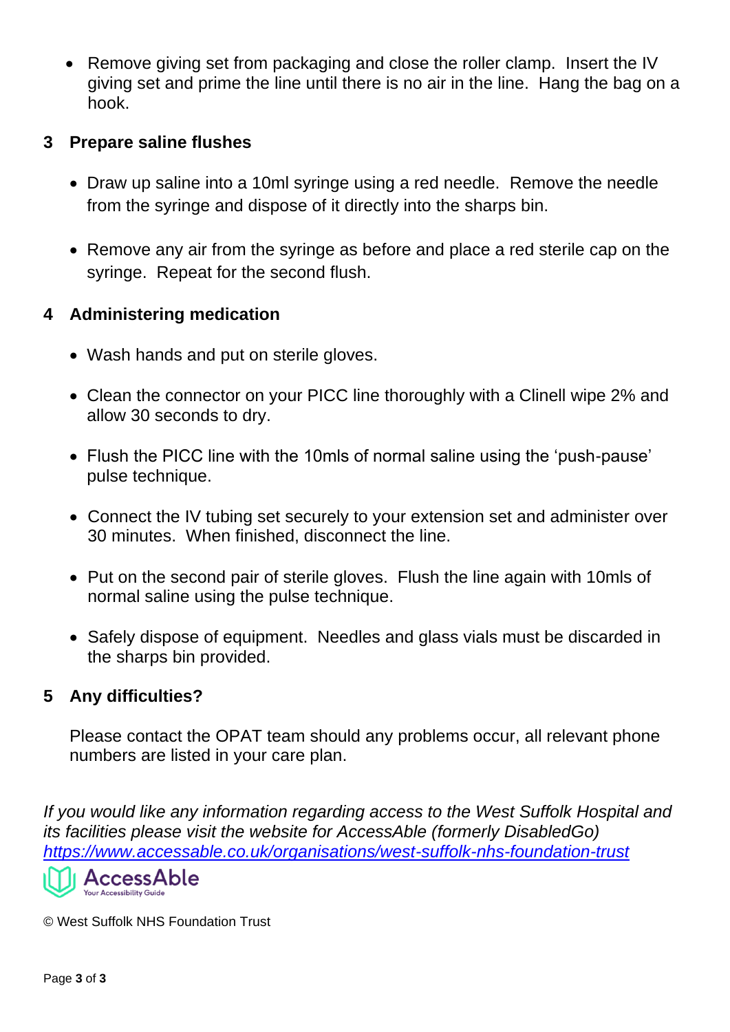- Remove giving set from packaging and close the roller clamp.  Insert the IV giving set and prime the line until there is no air in the line.  Hang the bag on a hook.

## 3 Prepare saline flushes

- Draw up saline into a 10ml syringe using a red needle.  Remove the needle from the syringe and dispose of it directly into the sharps bin.
- Remove any air from the syringe as before and place a red sterile cap on the syringe.  Repeat for the second flush.

## 4 Administering medication

- Wash hands and put on sterile gloves.
- Clean the connector on your PICC line thoroughly with a Clinell wipe 2% and allow 30 seconds to dry.
- Flush the PICC line with the 10mls of normal saline using the 'push-pause' pulse technique.
- Connect the IV tubing set securely to your extension set and administer over 30 minutes.  When finished, disconnect the line.
- Put on the second pair of sterile gloves.  Flush the line again with 10mls of normal saline using the pulse technique.
- Safely dispose of equipment.  Needles and glass vials must be discarded in the sharps bin provided.

## 5 Any difficulties?

Please contact the OPAT team should any problems occur, all relevant phone numbers are listed in your care plan.

*If you would like any information regarding access to the West Suffolk Hospital and its facilities please visit the website for AccessAble (formerly DisabledGo)* *https://www.accessable.co.uk/organisations/west-suffolk-nhs-foundation-trust*

AccessAble
Your Accessibility Guide

© West Suffolk NHS Foundation Trust